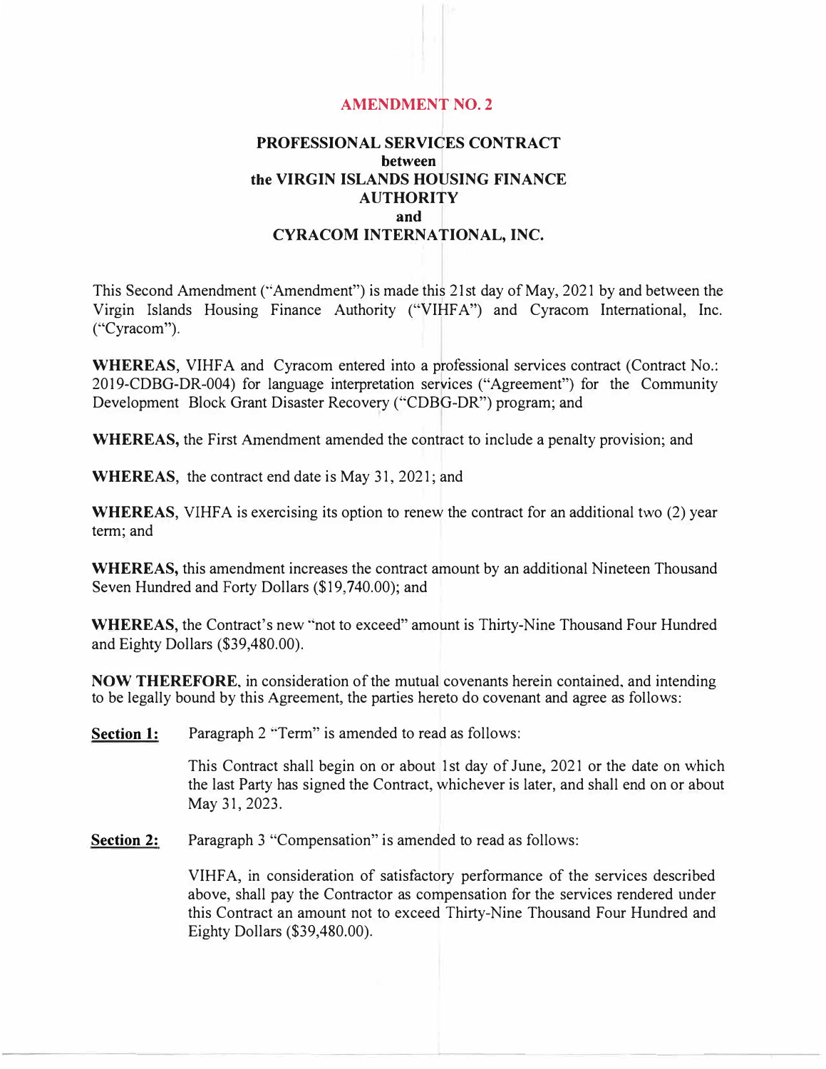# AMENDMENT NO. 2

## PROFESSIONAL SERVICES CONTRACT
**between**
**the VIRGIN ISLANDS HOUSING FINANCE AUTHORITY**
**and**
**CYRACOM INTERNATIONAL, INC.**

This Second Amendment ("Amendment") is made this 21st day of May, 2021 by and between the Virgin Islands Housing Finance Authority ("VIHFA") and Cyracom International, Inc. ("Cyracom").

**WHEREAS**, VIHFA and Cyracom entered into a professional services contract (Contract No.: 2019-CDBG-DR-004) for language interpretation services ("Agreement") for the Community Development Block Grant Disaster Recovery ("CDBG-DR") program; and

**WHEREAS,** the First Amendment amended the contract to include a penalty provision; and

**WHEREAS**, the contract end date is May 31, 2021; and

**WHEREAS**, VIHFA is exercising its option to renew the contract for an additional two (2) year term; and

**WHEREAS,** this amendment increases the contract amount by an additional Nineteen Thousand Seven Hundred and Forty Dollars ($19,740.00); and

**WHEREAS,** the Contract's new "not to exceed" amount is Thirty-Nine Thousand Four Hundred and Eighty Dollars ($39,480.00).

**NOW THEREFORE**, in consideration of the mutual covenants herein contained, and intending to be legally bound by this Agreement, the parties hereto do covenant and agree as follows:

**Section 1:** Paragraph 2 "Term" is amended to read as follows:

This Contract shall begin on or about 1st day of June, 2021 or the date on which the last Party has signed the Contract, whichever is later, and shall end on or about May 31, 2023.

**Section 2:** Paragraph 3 "Compensation" is amended to read as follows:

VIHFA, in consideration of satisfactory performance of the services described above, shall pay the Contractor as compensation for the services rendered under this Contract an amount not to exceed Thirty-Nine Thousand Four Hundred and Eighty Dollars ($39,480.00).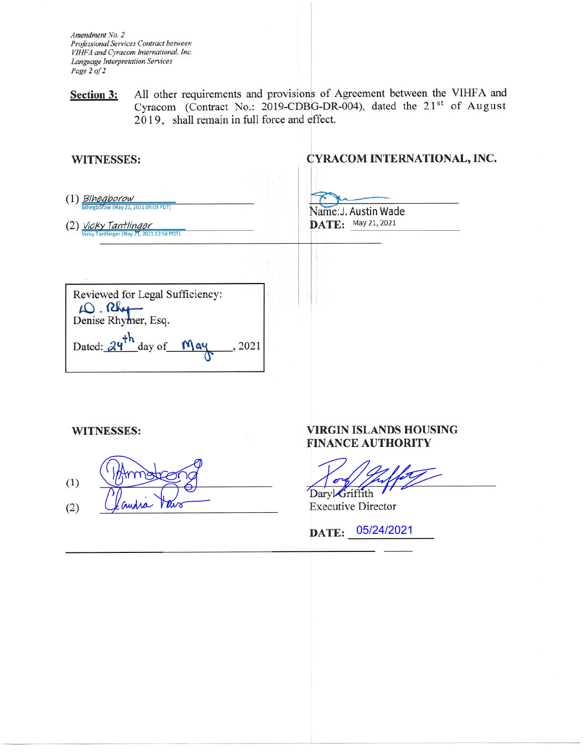**Section 3:** All other requirements and provisions of Agreement between the VIHFA and Cyracom (Contract No.: 2019-CDBG-DR-004), dated the 21st of August 2019, shall remain in full force and effect.

**WITNESSES:**

(1) Blhegborow
Blhegborow (May 21, 2021 09:09 PDT)

(2) Vicky Tantlinger
Vicky Tantlinger (May 21, 2021 12:58 PDT)

**CYRACOM INTERNATIONAL, INC.**

Name: J. Austin Wade

**DATE:** May 21, 2021

Reviewed for Legal Sufficiency:

D. Rhy
Denise Rhymer, Esq.

Dated: 24th day of May, 2021

**WITNESSES:**

(1) Armstrong

(2) Claudia Paris

**VIRGIN ISLANDS HOUSING FINANCE AUTHORITY**

Daryl Griffith
Executive Director

**DATE:** 05/24/2021